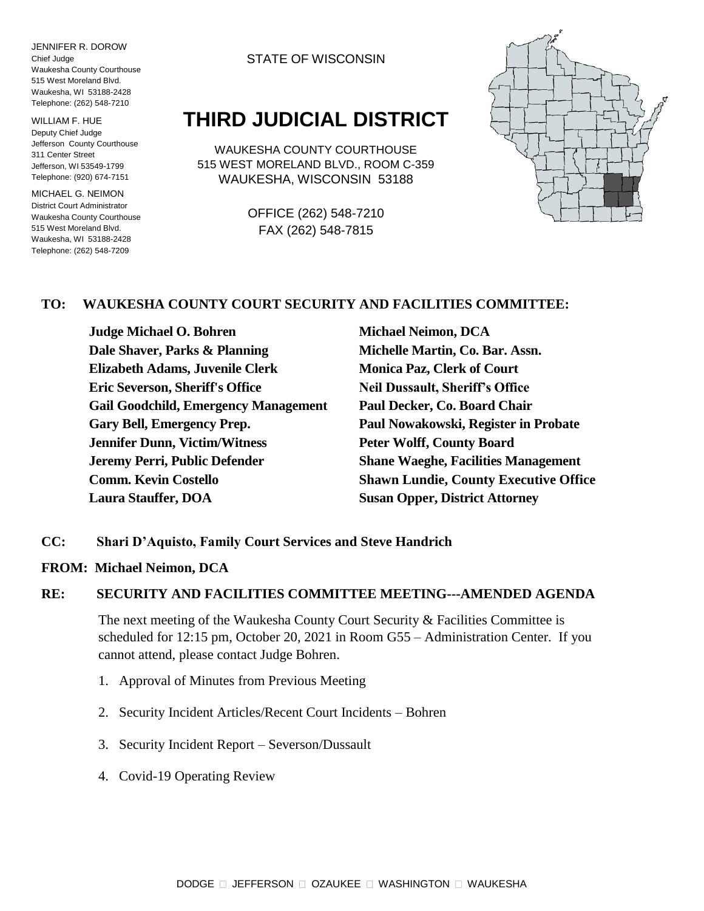JENNIFER R. DOROW
Chief Judge
Waukesha County Courthouse
515 West Moreland Blvd.
Waukesha, WI 53188-2428
Telephone: (262) 548-7210

WILLIAM F. HUE
Deputy Chief Judge
Jefferson County Courthouse
311 Center Street
Jefferson, WI 53549-1799
Telephone: (920) 674-7151

MICHAEL G. NEIMON
District Court Administrator
Waukesha County Courthouse
515 West Moreland Blvd.
Waukesha, WI 53188-2428
Telephone: (262) 548-7209

STATE OF WISCONSIN

# THIRD JUDICIAL DISTRICT

WAUKESHA COUNTY COURTHOUSE
515 WEST MORELAND BLVD., ROOM C-359
WAUKESHA, WISCONSIN 53188

OFFICE (262) 548-7210
FAX (262) 548-7815

**TO: WAUKESHA COUNTY COURT SECURITY AND FACILITIES COMMITTEE:**

**Judge Michael O. Bohren**
**Dale Shaver, Parks & Planning**
**Elizabeth Adams, Juvenile Clerk**
**Eric Severson, Sheriff's Office**
**Gail Goodchild, Emergency Management**
**Gary Bell, Emergency Prep.**
**Jennifer Dunn, Victim/Witness**
**Jeremy Perri, Public Defender**
**Comm. Kevin Costello**
**Laura Stauffer, DOA**
**Michael Neimon, DCA**
**Michelle Martin, Co. Bar. Assn.**
**Monica Paz, Clerk of Court**
**Neil Dussault, Sheriff's Office**
**Paul Decker, Co. Board Chair**
**Paul Nowakowski, Register in Probate**
**Peter Wolff, County Board**
**Shane Waeghe, Facilities Management**
**Shawn Lundie, County Executive Office**
**Susan Opper, District Attorney**

**CC: Shari D'Aquisto, Family Court Services and Steve Handrich**

**FROM: Michael Neimon, DCA**

**RE: SECURITY AND FACILITIES COMMITTEE MEETING---AMENDED AGENDA**

The next meeting of the Waukesha County Court Security & Facilities Committee is scheduled for 12:15 pm, October 20, 2021 in Room G55 – Administration Center. If you cannot attend, please contact Judge Bohren.

1. Approval of Minutes from Previous Meeting
2. Security Incident Articles/Recent Court Incidents – Bohren
3. Security Incident Report – Severson/Dussault
4. Covid-19 Operating Review

DODGE □ JEFFERSON □ OZAUKEE □ WASHINGTON □ WAUKESHA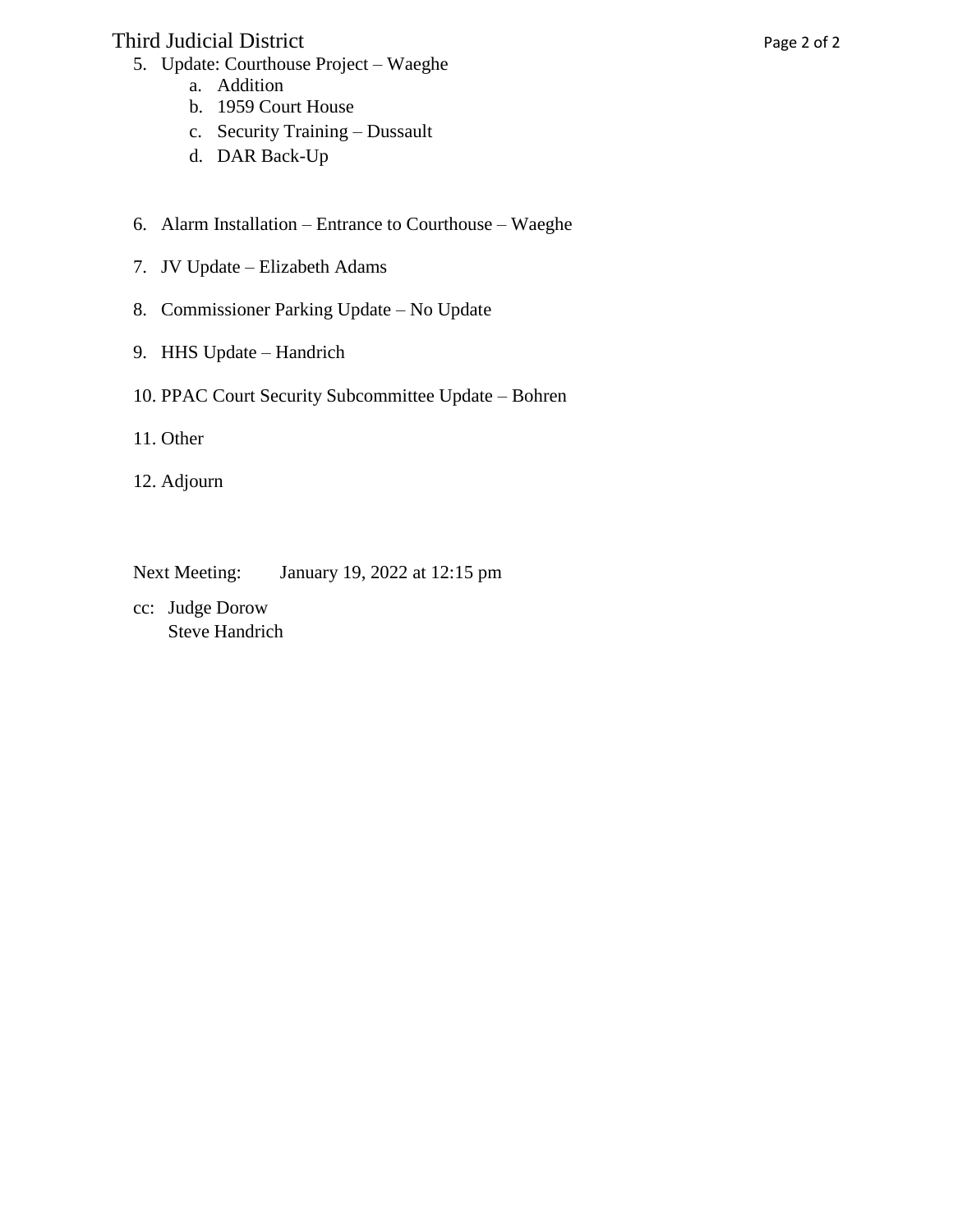5. Update: Courthouse Project – Waeghe
    a. Addition
    b. 1959 Court House
    c. Security Training – Dussault
    d. DAR Back-Up

6. Alarm Installation – Entrance to Courthouse – Waeghe

7. JV Update – Elizabeth Adams

8. Commissioner Parking Update – No Update

9. HHS Update – Handrich

10. PPAC Court Security Subcommittee Update – Bohren

11. Other

12. Adjourn

Next Meeting: January 19, 2022 at 12:15 pm

cc: Judge Dorow
Steve Handrich